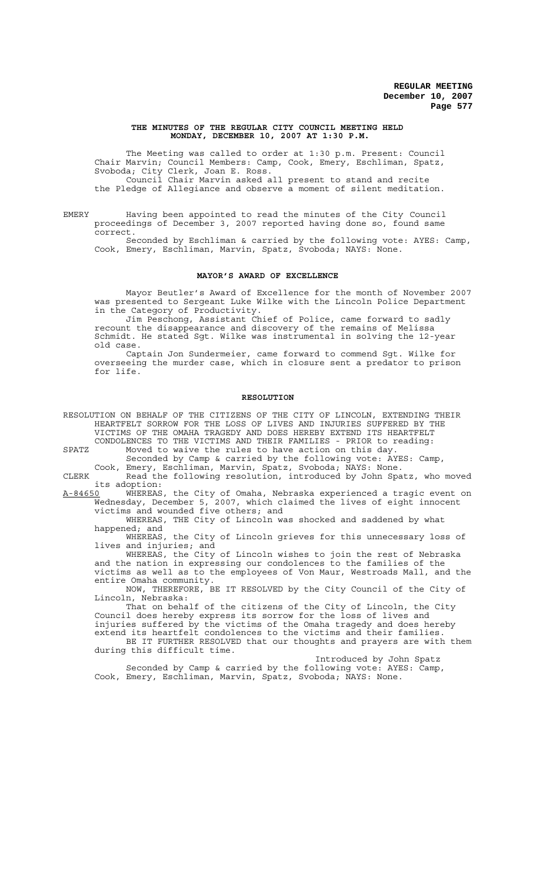**THE MINUTES OF THE REGULAR CITY COUNCIL MEETING HELD MONDAY, DECEMBER 10, 2007 AT 1:30 P.M.**

The Meeting was called to order at 1:30 p.m. Present: Council Chair Marvin; Council Members: Camp, Cook, Emery, Eschliman, Spatz, Svoboda; City Clerk, Joan E. Ross.

Council Chair Marvin asked all present to stand and recite the Pledge of Allegiance and observe a moment of silent meditation.

EMERY Having been appointed to read the minutes of the City Council proceedings of December 3, 2007 reported having done so, found same correct.

Seconded by Eschliman & carried by the following vote: AYES: Camp, Cook, Emery, Eschliman, Marvin, Spatz, Svoboda; NAYS: None.

## MAYOR'S AWARD OF EXCELLENCE

Mayor Beutler's Award of Excellence for the month of November 2007 was presented to Sergeant Luke Wilke with the Lincoln Police Department in the Category of Productivity.

Jim Peschong, Assistant Chief of Police, came forward to sadly recount the disappearance and discovery of the remains of Melissa Schmidt. He stated Sgt. Wilke was instrumental in solving the 12-year old case.

Captain Jon Sundermeier, came forward to commend Sgt. Wilke for overseeing the murder case, which in closure sent a predator to prison for life.

## RESOLUTION

RESOLUTION ON BEHALF OF THE CITIZENS OF THE CITY OF LINCOLN, EXTENDING THEIR HEARTFELT SORROW FOR THE LOSS OF LIVES AND INJURIES SUFFERED BY THE VICTIMS OF THE OMAHA TRAGEDY AND DOES HEREBY EXTEND ITS HEARTFELT CONDOLENCES TO THE VICTIMS AND THEIR FAMILIES - PRIOR to reading:

SPATZ Moved to waive the rules to have action on this day.

Seconded by Camp & carried by the following vote: AYES: Camp, Cook, Emery, Eschliman, Marvin, Spatz, Svoboda; NAYS: None.

CLERK Read the following resolution, introduced by John Spatz, who moved its adoption:

A-84650 WHEREAS, the City of Omaha, Nebraska experienced a tragic event on Wednesday, December 5, 2007, which claimed the lives of eight innocent victims and wounded five others; and

WHEREAS, THE City of Lincoln was shocked and saddened by what happened; and

WHEREAS, the City of Lincoln grieves for this unnecessary loss of lives and injuries; and

WHEREAS, the City of Lincoln wishes to join the rest of Nebraska and the nation in expressing our condolences to the families of the victims as well as to the employees of Von Maur, Westroads Mall, and the entire Omaha community.

NOW, THEREFORE, BE IT RESOLVED by the City Council of the City of Lincoln, Nebraska:

That on behalf of the citizens of the City of Lincoln, the City Council does hereby express its sorrow for the loss of lives and injuries suffered by the victims of the Omaha tragedy and does hereby extend its heartfelt condolences to the victims and their families.

BE IT FURTHER RESOLVED that our thoughts and prayers are with them during this difficult time.

Introduced by John Spatz

Seconded by Camp & carried by the following vote: AYES: Camp, Cook, Emery, Eschliman, Marvin, Spatz, Svoboda; NAYS: None.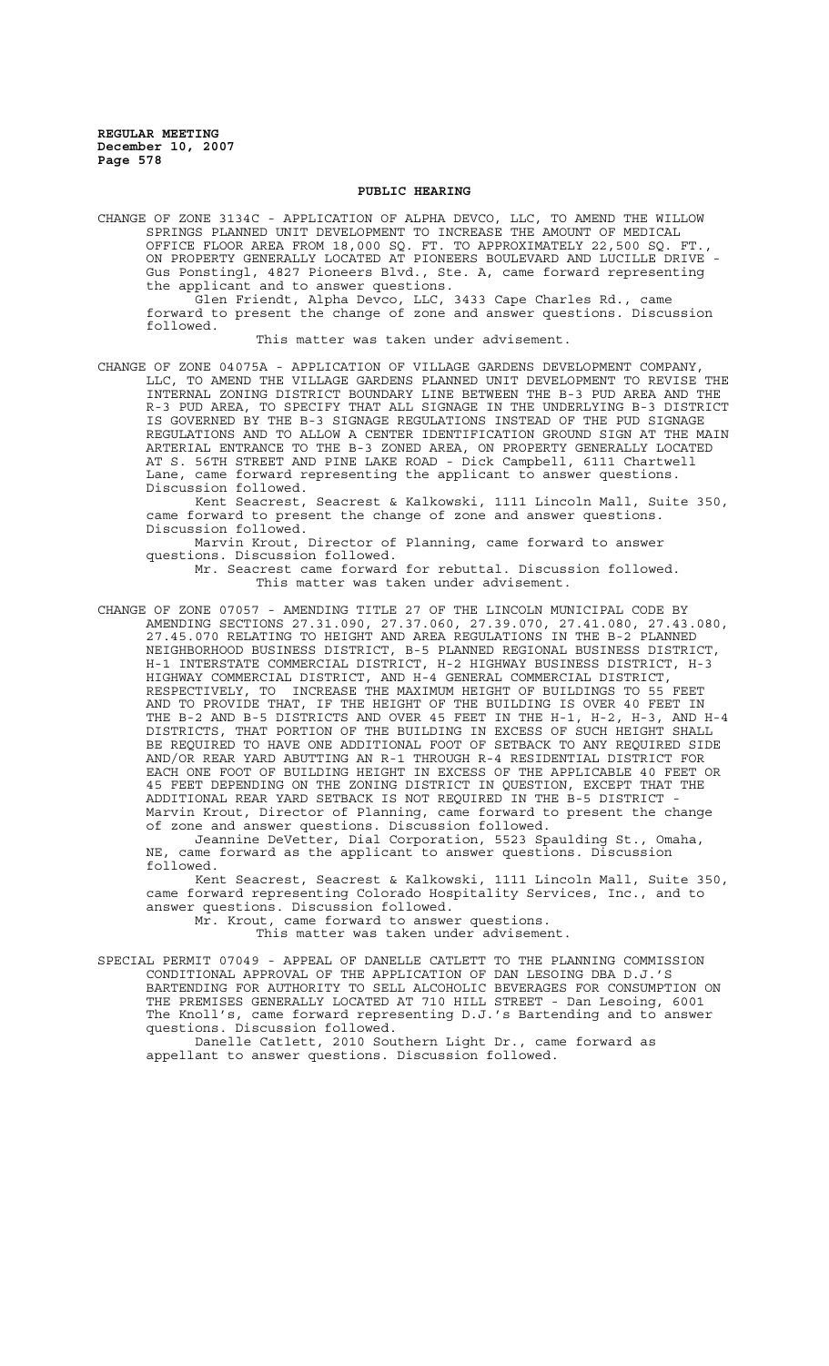## PUBLIC HEARING

CHANGE OF ZONE 3134C - APPLICATION OF ALPHA DEVCO, LLC, TO AMEND THE WILLOW SPRINGS PLANNED UNIT DEVELOPMENT TO INCREASE THE AMOUNT OF MEDICAL OFFICE FLOOR AREA FROM 18,000 SQ. FT. TO APPROXIMATELY 22,500 SQ. FT., ON PROPERTY GENERALLY LOCATED AT PIONEERS BOULEVARD AND LUCILLE DRIVE - Gus Ponstingl, 4827 Pioneers Blvd., Ste. A, came forward representing the applicant and to answer questions.

Glen Friendt, Alpha Devco, LLC, 3433 Cape Charles Rd., came forward to present the change of zone and answer questions. Discussion followed.

This matter was taken under advisement.

CHANGE OF ZONE 04075A - APPLICATION OF VILLAGE GARDENS DEVELOPMENT COMPANY, LLC, TO AMEND THE VILLAGE GARDENS PLANNED UNIT DEVELOPMENT TO REVISE THE INTERNAL ZONING DISTRICT BOUNDARY LINE BETWEEN THE B-3 PUD AREA AND THE R-3 PUD AREA, TO SPECIFY THAT ALL SIGNAGE IN THE UNDERLYING B-3 DISTRICT IS GOVERNED BY THE B-3 SIGNAGE REGULATIONS INSTEAD OF THE PUD SIGNAGE REGULATIONS AND TO ALLOW A CENTER IDENTIFICATION GROUND SIGN AT THE MAIN ARTERIAL ENTRANCE TO THE B-3 ZONED AREA, ON PROPERTY GENERALLY LOCATED AT S. 56TH STREET AND PINE LAKE ROAD - Dick Campbell, 6111 Chartwell Lane, came forward representing the applicant to answer questions. Discussion followed.

Kent Seacrest, Seacrest & Kalkowski, 1111 Lincoln Mall, Suite 350, came forward to present the change of zone and answer questions. Discussion followed.

Marvin Krout, Director of Planning, came forward to answer questions. Discussion followed.

Mr. Seacrest came forward for rebuttal. Discussion followed.

This matter was taken under advisement.

CHANGE OF ZONE 07057 - AMENDING TITLE 27 OF THE LINCOLN MUNICIPAL CODE BY AMENDING SECTIONS 27.31.090, 27.37.060, 27.39.070, 27.41.080, 27.43.080, 27.45.070 RELATING TO HEIGHT AND AREA REGULATIONS IN THE B-2 PLANNED NEIGHBORHOOD BUSINESS DISTRICT, B-5 PLANNED REGIONAL BUSINESS DISTRICT, H-1 INTERSTATE COMMERCIAL DISTRICT, H-2 HIGHWAY BUSINESS DISTRICT, H-3 HIGHWAY COMMERCIAL DISTRICT, AND H-4 GENERAL COMMERCIAL DISTRICT, RESPECTIVELY, TO INCREASE THE MAXIMUM HEIGHT OF BUILDINGS TO 55 FEET AND TO PROVIDE THAT, IF THE HEIGHT OF THE BUILDING IS OVER 40 FEET IN THE B-2 AND B-5 DISTRICTS AND OVER 45 FEET IN THE H-1, H-2, H-3, AND H-4 DISTRICTS, THAT PORTION OF THE BUILDING IN EXCESS OF SUCH HEIGHT SHALL BE REQUIRED TO HAVE ONE ADDITIONAL FOOT OF SETBACK TO ANY REQUIRED SIDE AND/OR REAR YARD ABUTTING AN R-1 THROUGH R-4 RESIDENTIAL DISTRICT FOR EACH ONE FOOT OF BUILDING HEIGHT IN EXCESS OF THE APPLICABLE 40 FEET OR 45 FEET DEPENDING ON THE ZONING DISTRICT IN QUESTION, EXCEPT THAT THE ADDITIONAL REAR YARD SETBACK IS NOT REQUIRED IN THE B-5 DISTRICT - Marvin Krout, Director of Planning, came forward to present the change of zone and answer questions. Discussion followed.

Jeannine DeVetter, Dial Corporation, 5523 Spaulding St., Omaha, NE, came forward as the applicant to answer questions. Discussion followed.

Kent Seacrest, Seacrest & Kalkowski, 1111 Lincoln Mall, Suite 350, came forward representing Colorado Hospitality Services, Inc., and to answer questions. Discussion followed.

Mr. Krout, came forward to answer questions.

This matter was taken under advisement.

SPECIAL PERMIT 07049 - APPEAL OF DANELLE CATLETT TO THE PLANNING COMMISSION CONDITIONAL APPROVAL OF THE APPLICATION OF DAN LESOING DBA D.J.'S BARTENDING FOR AUTHORITY TO SELL ALCOHOLIC BEVERAGES FOR CONSUMPTION ON THE PREMISES GENERALLY LOCATED AT 710 HILL STREET - Dan Lesoing, 6001 The Knoll's, came forward representing D.J.'s Bartending and to answer questions. Discussion followed.

Danelle Catlett, 2010 Southern Light Dr., came forward as appellant to answer questions. Discussion followed.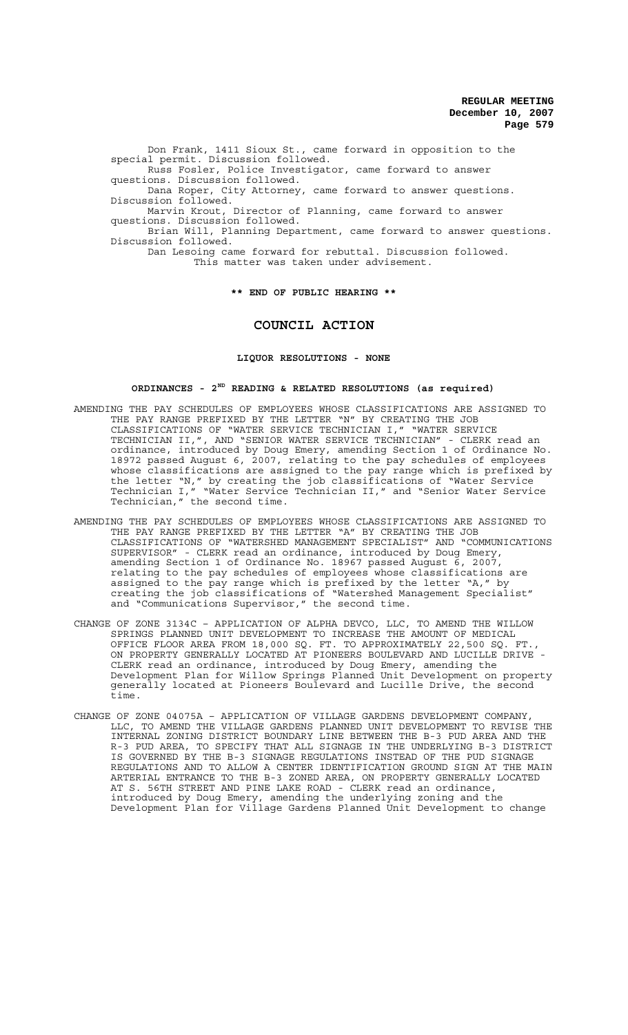Don Frank, 1411 Sioux St., came forward in opposition to the special permit. Discussion followed.

Russ Fosler, Police Investigator, came forward to answer questions. Discussion followed.

Dana Roper, City Attorney, came forward to answer questions. Discussion followed.

Marvin Krout, Director of Planning, came forward to answer questions. Discussion followed.

Brian Will, Planning Department, came forward to answer questions. Discussion followed.

Dan Lesoing came forward for rebuttal. Discussion followed.

This matter was taken under advisement.

**\*\* END OF PUBLIC HEARING \*\***

## COUNCIL ACTION

**LIQUOR RESOLUTIONS - NONE**

**ORDINANCES - 2ND READING & RELATED RESOLUTIONS (as required)**

AMENDING THE PAY SCHEDULES OF EMPLOYEES WHOSE CLASSIFICATIONS ARE ASSIGNED TO THE PAY RANGE PREFIXED BY THE LETTER "N" BY CREATING THE JOB CLASSIFICATIONS OF "WATER SERVICE TECHNICIAN I," "WATER SERVICE TECHNICIAN II,", AND "SENIOR WATER SERVICE TECHNICIAN" - CLERK read an ordinance, introduced by Doug Emery, amending Section 1 of Ordinance No. 18972 passed August 6, 2007, relating to the pay schedules of employees whose classifications are assigned to the pay range which is prefixed by the letter "N," by creating the job classifications of "Water Service Technician I," "Water Service Technician II," and "Senior Water Service Technician," the second time.

AMENDING THE PAY SCHEDULES OF EMPLOYEES WHOSE CLASSIFICATIONS ARE ASSIGNED TO THE PAY RANGE PREFIXED BY THE LETTER "A" BY CREATING THE JOB CLASSIFICATIONS OF "WATERSHED MANAGEMENT SPECIALIST" AND "COMMUNICATIONS SUPERVISOR" - CLERK read an ordinance, introduced by Doug Emery, amending Section 1 of Ordinance No. 18967 passed August 6, 2007, relating to the pay schedules of employees whose classifications are assigned to the pay range which is prefixed by the letter "A," by creating the job classifications of "Watershed Management Specialist" and "Communications Supervisor," the second time.

CHANGE OF ZONE 3134C – APPLICATION OF ALPHA DEVCO, LLC, TO AMEND THE WILLOW SPRINGS PLANNED UNIT DEVELOPMENT TO INCREASE THE AMOUNT OF MEDICAL OFFICE FLOOR AREA FROM 18,000 SQ. FT. TO APPROXIMATELY 22,500 SQ. FT., ON PROPERTY GENERALLY LOCATED AT PIONEERS BOULEVARD AND LUCILLE DRIVE - CLERK read an ordinance, introduced by Doug Emery, amending the Development Plan for Willow Springs Planned Unit Development on property generally located at Pioneers Boulevard and Lucille Drive, the second time.

CHANGE OF ZONE 04075A – APPLICATION OF VILLAGE GARDENS DEVELOPMENT COMPANY, LLC, TO AMEND THE VILLAGE GARDENS PLANNED UNIT DEVELOPMENT TO REVISE THE INTERNAL ZONING DISTRICT BOUNDARY LINE BETWEEN THE B-3 PUD AREA AND THE R-3 PUD AREA, TO SPECIFY THAT ALL SIGNAGE IN THE UNDERLYING B-3 DISTRICT IS GOVERNED BY THE B-3 SIGNAGE REGULATIONS INSTEAD OF THE PUD SIGNAGE REGULATIONS AND TO ALLOW A CENTER IDENTIFICATION GROUND SIGN AT THE MAIN ARTERIAL ENTRANCE TO THE B-3 ZONED AREA, ON PROPERTY GENERALLY LOCATED AT S. 56TH STREET AND PINE LAKE ROAD - CLERK read an ordinance, introduced by Doug Emery, amending the underlying zoning and the Development Plan for Village Gardens Planned Unit Development to change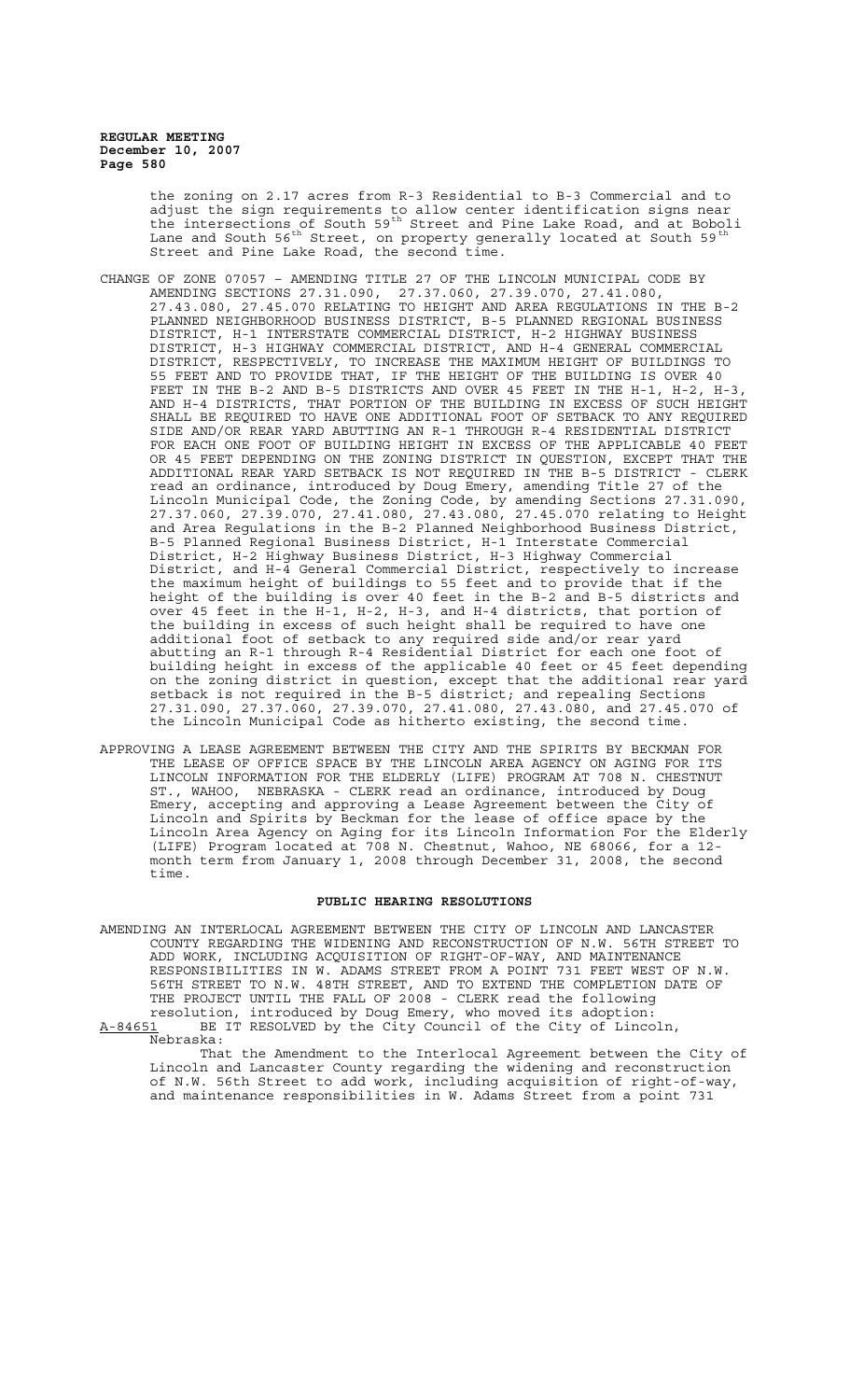the zoning on 2.17 acres from R-3 Residential to B-3 Commercial and to adjust the sign requirements to allow center identification signs near the intersections of South 59th Street and Pine Lake Road, and at Boboli Lane and South 56th Street, on property generally located at South 59th Street and Pine Lake Road, the second time.

CHANGE OF ZONE 07057 – AMENDING TITLE 27 OF THE LINCOLN MUNICIPAL CODE BY AMENDING SECTIONS 27.31.090, 27.37.060, 27.39.070, 27.41.080, 27.43.080, 27.45.070 RELATING TO HEIGHT AND AREA REGULATIONS IN THE B-2 PLANNED NEIGHBORHOOD BUSINESS DISTRICT, B-5 PLANNED REGIONAL BUSINESS DISTRICT, H-1 INTERSTATE COMMERCIAL DISTRICT, H-2 HIGHWAY BUSINESS DISTRICT, H-3 HIGHWAY COMMERCIAL DISTRICT, AND H-4 GENERAL COMMERCIAL DISTRICT, RESPECTIVELY, TO INCREASE THE MAXIMUM HEIGHT OF BUILDINGS TO 55 FEET AND TO PROVIDE THAT, IF THE HEIGHT OF THE BUILDING IS OVER 40 FEET IN THE B-2 AND B-5 DISTRICTS AND OVER 45 FEET IN THE H-1, H-2, H-3, AND H-4 DISTRICTS, THAT PORTION OF THE BUILDING IN EXCESS OF SUCH HEIGHT SHALL BE REQUIRED TO HAVE ONE ADDITIONAL FOOT OF SETBACK TO ANY REQUIRED SIDE AND/OR REAR YARD ABUTTING AN R-1 THROUGH R-4 RESIDENTIAL DISTRICT FOR EACH ONE FOOT OF BUILDING HEIGHT IN EXCESS OF THE APPLICABLE 40 FEET OR 45 FEET DEPENDING ON THE ZONING DISTRICT IN QUESTION, EXCEPT THAT THE ADDITIONAL REAR YARD SETBACK IS NOT REQUIRED IN THE B-5 DISTRICT - CLERK read an ordinance, introduced by Doug Emery, amending Title 27 of the Lincoln Municipal Code, the Zoning Code, by amending Sections 27.31.090, 27.37.060, 27.39.070, 27.41.080, 27.43.080, 27.45.070 relating to Height and Area Regulations in the B-2 Planned Neighborhood Business District, B-5 Planned Regional Business District, H-1 Interstate Commercial District, H-2 Highway Business District, H-3 Highway Commercial District, and H-4 General Commercial District, respectively to increase the maximum height of buildings to 55 feet and to provide that if the height of the building is over 40 feet in the B-2 and B-5 districts and over 45 feet in the H-1, H-2, H-3, and H-4 districts, that portion of the building in excess of such height shall be required to have one additional foot of setback to any required side and/or rear yard abutting an R-1 through R-4 Residential District for each one foot of building height in excess of the applicable 40 feet or 45 feet depending on the zoning district in question, except that the additional rear yard setback is not required in the B-5 district; and repealing Sections 27.31.090, 27.37.060, 27.39.070, 27.41.080, 27.43.080, and 27.45.070 of the Lincoln Municipal Code as hitherto existing, the second time.

APPROVING A LEASE AGREEMENT BETWEEN THE CITY AND THE SPIRITS BY BECKMAN FOR THE LEASE OF OFFICE SPACE BY THE LINCOLN AREA AGENCY ON AGING FOR ITS LINCOLN INFORMATION FOR THE ELDERLY (LIFE) PROGRAM AT 708 N. CHESTNUT ST., WAHOO, NEBRASKA - CLERK read an ordinance, introduced by Doug Emery, accepting and approving a Lease Agreement between the City of Lincoln and Spirits by Beckman for the lease of office space by the Lincoln Area Agency on Aging for its Lincoln Information For the Elderly (LIFE) Program located at 708 N. Chestnut, Wahoo, NE 68066, for a 12-month term from January 1, 2008 through December 31, 2008, the second time.

## PUBLIC HEARING RESOLUTIONS

AMENDING AN INTERLOCAL AGREEMENT BETWEEN THE CITY OF LINCOLN AND LANCASTER COUNTY REGARDING THE WIDENING AND RECONSTRUCTION OF N.W. 56TH STREET TO ADD WORK, INCLUDING ACQUISITION OF RIGHT-OF-WAY, AND MAINTENANCE RESPONSIBILITIES IN W. ADAMS STREET FROM A POINT 731 FEET WEST OF N.W. 56TH STREET TO N.W. 48TH STREET, AND TO EXTEND THE COMPLETION DATE OF THE PROJECT UNTIL THE FALL OF 2008 - CLERK read the following resolution, introduced by Doug Emery, who moved its adoption:

A-84651 BE IT RESOLVED by the City Council of the City of Lincoln, Nebraska:

That the Amendment to the Interlocal Agreement between the City of Lincoln and Lancaster County regarding the widening and reconstruction of N.W. 56th Street to add work, including acquisition of right-of-way, and maintenance responsibilities in W. Adams Street from a point 731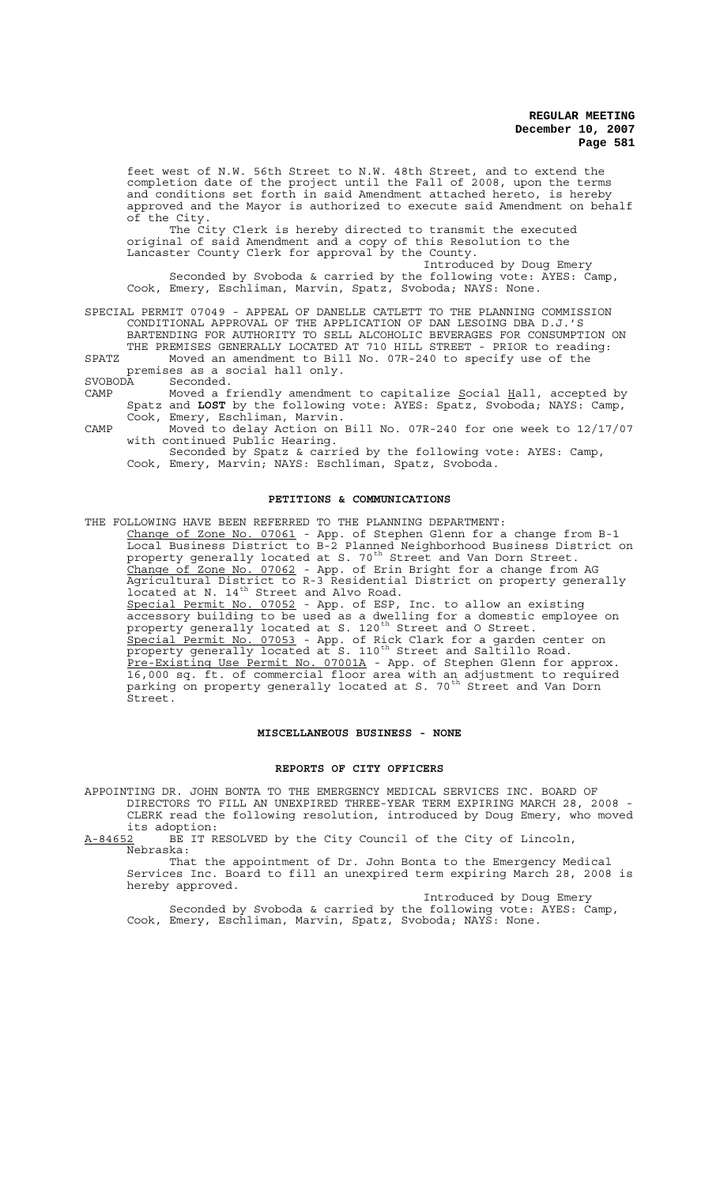feet west of N.W. 56th Street to N.W. 48th Street, and to extend the completion date of the project until the Fall of 2008, upon the terms and conditions set forth in said Amendment attached hereto, is hereby approved and the Mayor is authorized to execute said Amendment on behalf of the City.

The City Clerk is hereby directed to transmit the executed original of said Amendment and a copy of this Resolution to the Lancaster County Clerk for approval by the County.

Introduced by Doug Emery

Seconded by Svoboda & carried by the following vote: AYES: Camp, Cook, Emery, Eschliman, Marvin, Spatz, Svoboda; NAYS: None.

SPECIAL PERMIT 07049 - APPEAL OF DANELLE CATLETT TO THE PLANNING COMMISSION CONDITIONAL APPROVAL OF THE APPLICATION OF DAN LESOING DBA D.J.'S BARTENDING FOR AUTHORITY TO SELL ALCOHOLIC BEVERAGES FOR CONSUMPTION ON THE PREMISES GENERALLY LOCATED AT 710 HILL STREET - PRIOR to reading:

SPATZ Moved an amendment to Bill No. 07R-240 to specify use of the premises as a social hall only.

SVOBODA Seconded.

CAMP Moved a friendly amendment to capitalize Social Hall, accepted by Spatz and **LOST** by the following vote: AYES: Spatz, Svoboda; NAYS: Camp, Cook, Emery, Eschliman, Marvin.

CAMP Moved to delay Action on Bill No. 07R-240 for one week to 12/17/07 with continued Public Hearing.

Seconded by Spatz & carried by the following vote: AYES: Camp, Cook, Emery, Marvin; NAYS: Eschliman, Spatz, Svoboda.

## PETITIONS & COMMUNICATIONS

THE FOLLOWING HAVE BEEN REFERRED TO THE PLANNING DEPARTMENT:

Change of Zone No. 07061 - App. of Stephen Glenn for a change from B-1 Local Business District to B-2 Planned Neighborhood Business District on property generally located at S. 70th Street and Van Dorn Street.

Change of Zone No. 07062 - App. of Erin Bright for a change from AG Agricultural District to R-3 Residential District on property generally located at N. 14th Street and Alvo Road.

Special Permit No. 07052 - App. of ESP, Inc. to allow an existing accessory building to be used as a dwelling for a domestic employee on property generally located at S. 120th Street and O Street.

Special Permit No. 07053 - App. of Rick Clark for a garden center on property generally located at S. 110th Street and Saltillo Road.

Pre-Existing Use Permit No. 07001A - App. of Stephen Glenn for approx. 16,000 sq. ft. of commercial floor area with an adjustment to required parking on property generally located at S. 70th Street and Van Dorn Street.

## MISCELLANEOUS BUSINESS - NONE

## REPORTS OF CITY OFFICERS

APPOINTING DR. JOHN BONTA TO THE EMERGENCY MEDICAL SERVICES INC. BOARD OF DIRECTORS TO FILL AN UNEXPIRED THREE-YEAR TERM EXPIRING MARCH 28, 2008 - CLERK read the following resolution, introduced by Doug Emery, who moved its adoption:

A-84652 BE IT RESOLVED by the City Council of the City of Lincoln, Nebraska:

That the appointment of Dr. John Bonta to the Emergency Medical Services Inc. Board to fill an unexpired term expiring March 28, 2008 is hereby approved.

Introduced by Doug Emery

Seconded by Svoboda & carried by the following vote: AYES: Camp, Cook, Emery, Eschliman, Marvin, Spatz, Svoboda; NAYS: None.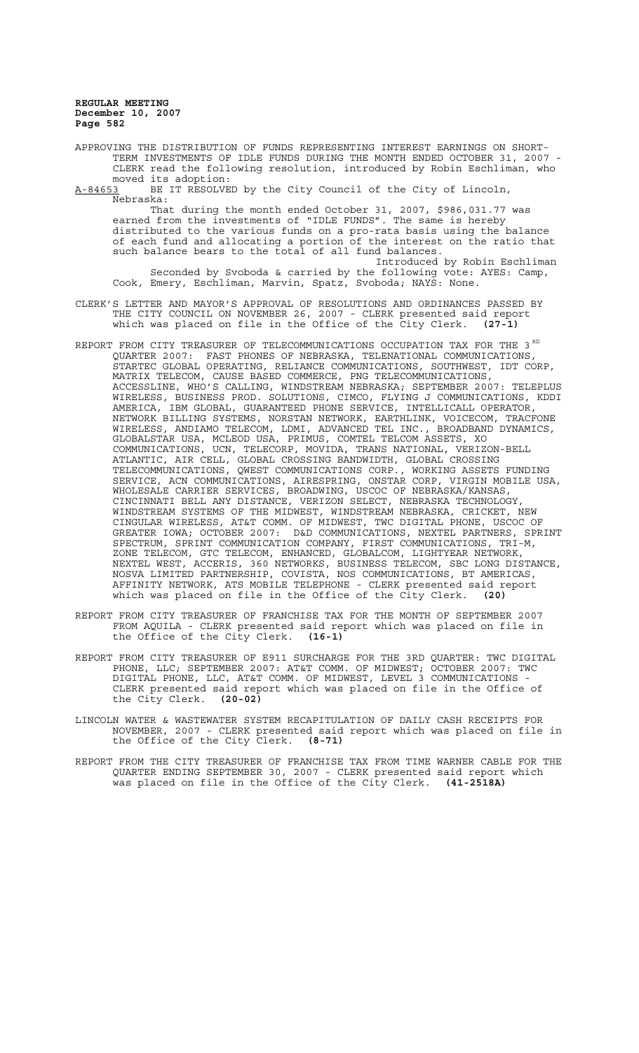APPROVING THE DISTRIBUTION OF FUNDS REPRESENTING INTEREST EARNINGS ON SHORT-TERM INVESTMENTS OF IDLE FUNDS DURING THE MONTH ENDED OCTOBER 31, 2007 - CLERK read the following resolution, introduced by Robin Eschliman, who moved its adoption:

A-84653 BE IT RESOLVED by the City Council of the City of Lincoln, Nebraska:

That during the month ended October 31, 2007, $986,031.77 was earned from the investments of "IDLE FUNDS". The same is hereby distributed to the various funds on a pro-rata basis using the balance of each fund and allocating a portion of the interest on the ratio that such balance bears to the total of all fund balances.

Introduced by Robin Eschliman

Seconded by Svoboda & carried by the following vote: AYES: Camp, Cook, Emery, Eschliman, Marvin, Spatz, Svoboda; NAYS: None.

CLERK'S LETTER AND MAYOR'S APPROVAL OF RESOLUTIONS AND ORDINANCES PASSED BY THE CITY COUNCIL ON NOVEMBER 26, 2007 - CLERK presented said report which was placed on file in the Office of the City Clerk. **(27-1)**

REPORT FROM CITY TREASURER OF TELECOMMUNICATIONS OCCUPATION TAX FOR THE 3RD QUARTER 2007: FAST PHONES OF NEBRASKA, TELENATIONAL COMMUNICATIONS, STARTEC GLOBAL OPERATING, RELIANCE COMMUNICATIONS, SOUTHWEST, IDT CORP, MATRIX TELECOM, CAUSE BASED COMMERCE, PNG TELECOMMUNICATIONS, ACCESSLINE, WHO'S CALLING, WINDSTREAM NEBRASKA; SEPTEMBER 2007: TELEPLUS WIRELESS, BUSINESS PROD. SOLUTIONS, CIMCO, FLYING J COMMUNICATIONS, KDDI AMERICA, IBM GLOBAL, GUARANTEED PHONE SERVICE, INTELLICALL OPERATOR, NETWORK BILLING SYSTEMS, NORSTAN NETWORK, EARTHLINK, VOICECOM, TRACFONE WIRELESS, ANDIAMO TELECOM, LDMI, ADVANCED TEL INC., BROADBAND DYNAMICS, GLOBALSTAR USA, MCLEOD USA, PRIMUS, COMTEL TELCOM ASSETS, XO COMMUNICATIONS, UCN, TELECORP, MOVIDA, TRANS NATIONAL, VERIZON-BELL ATLANTIC, AIR CELL, GLOBAL CROSSING BANDWIDTH, GLOBAL CROSSING TELECOMMUNICATIONS, QWEST COMMUNICATIONS CORP., WORKING ASSETS FUNDING SERVICE, ACN COMMUNICATIONS, AIRESPRING, ONSTAR CORP, VIRGIN MOBILE USA, WHOLESALE CARRIER SERVICES, BROADWING, USCOC OF NEBRASKA/KANSAS, CINCINNATI BELL ANY DISTANCE, VERIZON SELECT, NEBRASKA TECHNOLOGY, WINDSTREAM SYSTEMS OF THE MIDWEST, WINDSTREAM NEBRASKA, CRICKET, NEW CINGULAR WIRELESS, AT&T COMM. OF MIDWEST, TWC DIGITAL PHONE, USCOC OF GREATER IOWA; OCTOBER 2007: D&D COMMUNICATIONS, NEXTEL PARTNERS, SPRINT SPECTRUM, SPRINT COMMUNICATION COMPANY, FIRST COMMUNICATIONS, TRI-M, ZONE TELECOM, GTC TELECOM, ENHANCED, GLOBALCOM, LIGHTYEAR NETWORK, NEXTEL WEST, ACCERIS, 360 NETWORKS, BUSINESS TELECOM, SBC LONG DISTANCE, NOSVA LIMITED PARTNERSHIP, COVISTA, NOS COMMUNICATIONS, BT AMERICAS, AFFINITY NETWORK, ATS MOBILE TELEPHONE - CLERK presented said report which was placed on file in the Office of the City Clerk. **(20)**

REPORT FROM CITY TREASURER OF FRANCHISE TAX FOR THE MONTH OF SEPTEMBER 2007 FROM AQUILA - CLERK presented said report which was placed on file in the Office of the City Clerk. **(16-1)**

REPORT FROM CITY TREASURER OF E911 SURCHARGE FOR THE 3RD QUARTER: TWC DIGITAL PHONE, LLC; SEPTEMBER 2007: AT&T COMM. OF MIDWEST; OCTOBER 2007: TWC DIGITAL PHONE, LLC, AT&T COMM. OF MIDWEST, LEVEL 3 COMMUNICATIONS - CLERK presented said report which was placed on file in the Office of the City Clerk. **(20-02)**

LINCOLN WATER & WASTEWATER SYSTEM RECAPITULATION OF DAILY CASH RECEIPTS FOR NOVEMBER, 2007 - CLERK presented said report which was placed on file in the Office of the City Clerk. **(8-71)**

REPORT FROM THE CITY TREASURER OF FRANCHISE TAX FROM TIME WARNER CABLE FOR THE QUARTER ENDING SEPTEMBER 30, 2007 - CLERK presented said report which was placed on file in the Office of the City Clerk. **(41-2518A)**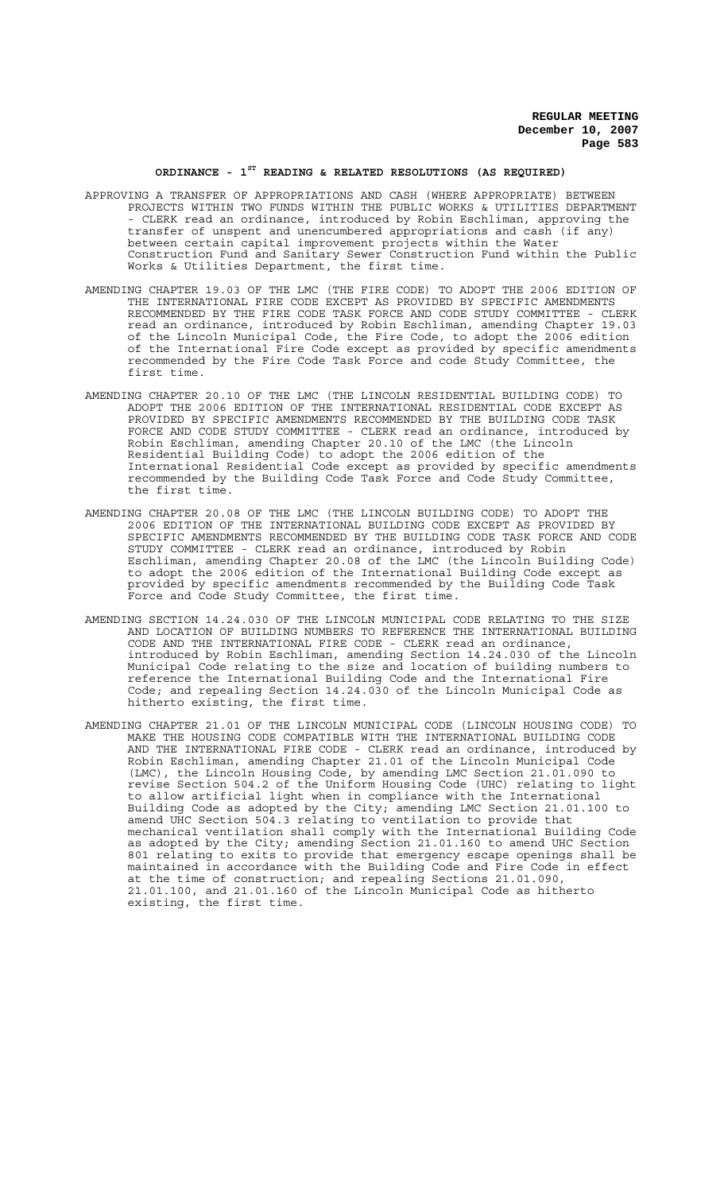## ORDINANCE - 1[ST] READING & RELATED RESOLUTIONS (AS REQUIRED)

APPROVING A TRANSFER OF APPROPRIATIONS AND CASH (WHERE APPROPRIATE) BETWEEN PROJECTS WITHIN TWO FUNDS WITHIN THE PUBLIC WORKS & UTILITIES DEPARTMENT - CLERK read an ordinance, introduced by Robin Eschliman, approving the transfer of unspent and unencumbered appropriations and cash (if any) between certain capital improvement projects within the Water Construction Fund and Sanitary Sewer Construction Fund within the Public Works & Utilities Department, the first time.

AMENDING CHAPTER 19.03 OF THE LMC (THE FIRE CODE) TO ADOPT THE 2006 EDITION OF THE INTERNATIONAL FIRE CODE EXCEPT AS PROVIDED BY SPECIFIC AMENDMENTS RECOMMENDED BY THE FIRE CODE TASK FORCE AND CODE STUDY COMMITTEE - CLERK read an ordinance, introduced by Robin Eschliman, amending Chapter 19.03 of the Lincoln Municipal Code, the Fire Code, to adopt the 2006 edition of the International Fire Code except as provided by specific amendments recommended by the Fire Code Task Force and code Study Committee, the first time.

AMENDING CHAPTER 20.10 OF THE LMC (THE LINCOLN RESIDENTIAL BUILDING CODE) TO ADOPT THE 2006 EDITION OF THE INTERNATIONAL RESIDENTIAL CODE EXCEPT AS PROVIDED BY SPECIFIC AMENDMENTS RECOMMENDED BY THE BUILDING CODE TASK FORCE AND CODE STUDY COMMITTEE - CLERK read an ordinance, introduced by Robin Eschliman, amending Chapter 20.10 of the LMC (the Lincoln Residential Building Code) to adopt the 2006 edition of the International Residential Code except as provided by specific amendments recommended by the Building Code Task Force and Code Study Committee, the first time.

AMENDING CHAPTER 20.08 OF THE LMC (THE LINCOLN BUILDING CODE) TO ADOPT THE 2006 EDITION OF THE INTERNATIONAL BUILDING CODE EXCEPT AS PROVIDED BY SPECIFIC AMENDMENTS RECOMMENDED BY THE BUILDING CODE TASK FORCE AND CODE STUDY COMMITTEE - CLERK read an ordinance, introduced by Robin Eschliman, amending Chapter 20.08 of the LMC (the Lincoln Building Code) to adopt the 2006 edition of the International Building Code except as provided by specific amendments recommended by the Building Code Task Force and Code Study Committee, the first time.

AMENDING SECTION 14.24.030 OF THE LINCOLN MUNICIPAL CODE RELATING TO THE SIZE AND LOCATION OF BUILDING NUMBERS TO REFERENCE THE INTERNATIONAL BUILDING CODE AND THE INTERNATIONAL FIRE CODE - CLERK read an ordinance, introduced by Robin Eschliman, amending Section 14.24.030 of the Lincoln Municipal Code relating to the size and location of building numbers to reference the International Building Code and the International Fire Code; and repealing Section 14.24.030 of the Lincoln Municipal Code as hitherto existing, the first time.

AMENDING CHAPTER 21.01 OF THE LINCOLN MUNICIPAL CODE (LINCOLN HOUSING CODE) TO MAKE THE HOUSING CODE COMPATIBLE WITH THE INTERNATIONAL BUILDING CODE AND THE INTERNATIONAL FIRE CODE - CLERK read an ordinance, introduced by Robin Eschliman, amending Chapter 21.01 of the Lincoln Municipal Code (LMC), the Lincoln Housing Code, by amending LMC Section 21.01.090 to revise Section 504.2 of the Uniform Housing Code (UHC) relating to light to allow artificial light when in compliance with the International Building Code as adopted by the City; amending LMC Section 21.01.100 to amend UHC Section 504.3 relating to ventilation to provide that mechanical ventilation shall comply with the International Building Code as adopted by the City; amending Section 21.01.160 to amend UHC Section 801 relating to exits to provide that emergency escape openings shall be maintained in accordance with the Building Code and Fire Code in effect at the time of construction; and repealing Sections 21.01.090, 21.01.100, and 21.01.160 of the Lincoln Municipal Code as hitherto existing, the first time.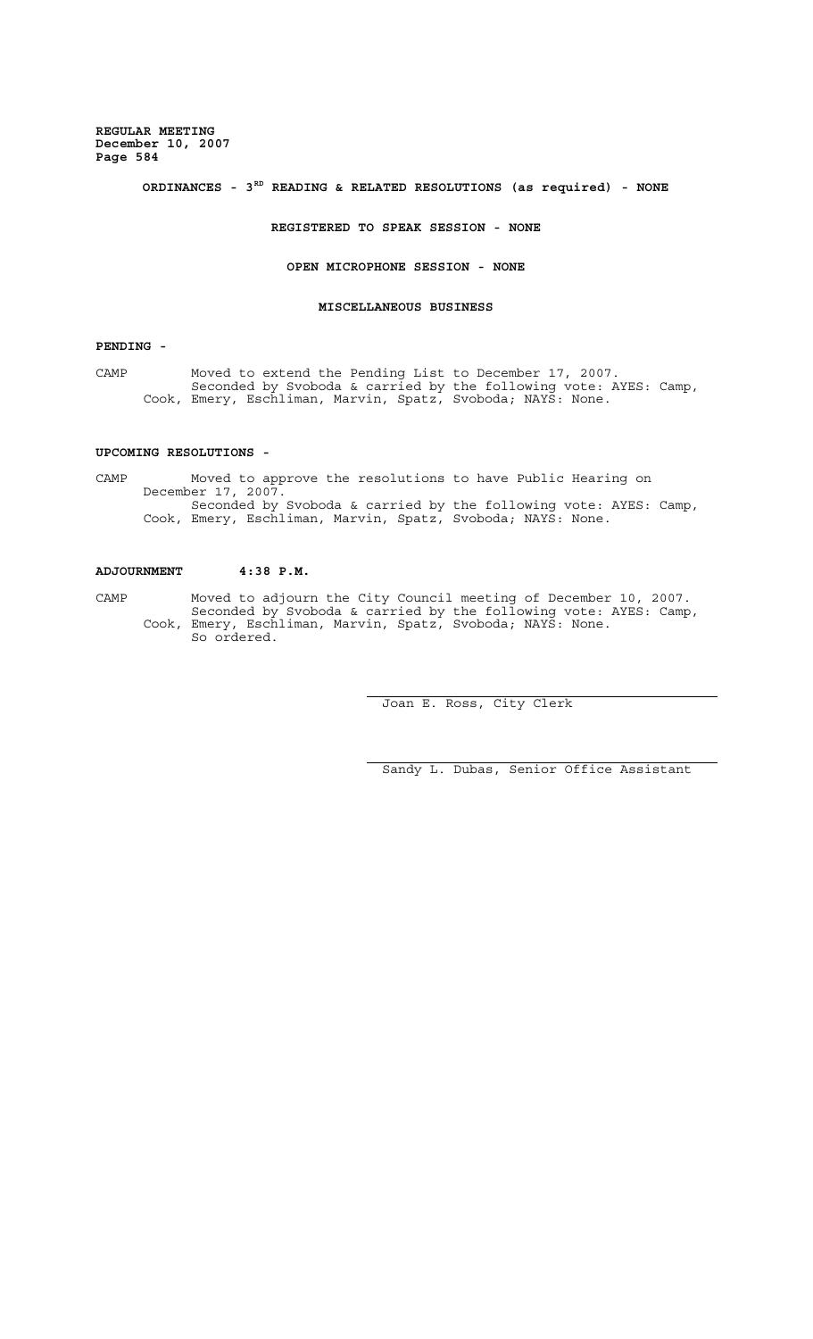**ORDINANCES - 3RD READING & RELATED RESOLUTIONS (as required) - NONE**

**REGISTERED TO SPEAK SESSION - NONE**

**OPEN MICROPHONE SESSION - NONE**

**MISCELLANEOUS BUSINESS**

**PENDING -**

CAMP Moved to extend the Pending List to December 17, 2007.
Seconded by Svoboda & carried by the following vote: AYES: Camp, Cook, Emery, Eschliman, Marvin, Spatz, Svoboda; NAYS: None.

**UPCOMING RESOLUTIONS -**

CAMP Moved to approve the resolutions to have Public Hearing on December 17, 2007.
Seconded by Svoboda & carried by the following vote: AYES: Camp, Cook, Emery, Eschliman, Marvin, Spatz, Svoboda; NAYS: None.

**ADJOURNMENT 4:38 P.M.**

CAMP Moved to adjourn the City Council meeting of December 10, 2007.
Seconded by Svoboda & carried by the following vote: AYES: Camp, Cook, Emery, Eschliman, Marvin, Spatz, Svoboda; NAYS: None.
So ordered.

Joan E. Ross, City Clerk

Sandy L. Dubas, Senior Office Assistant